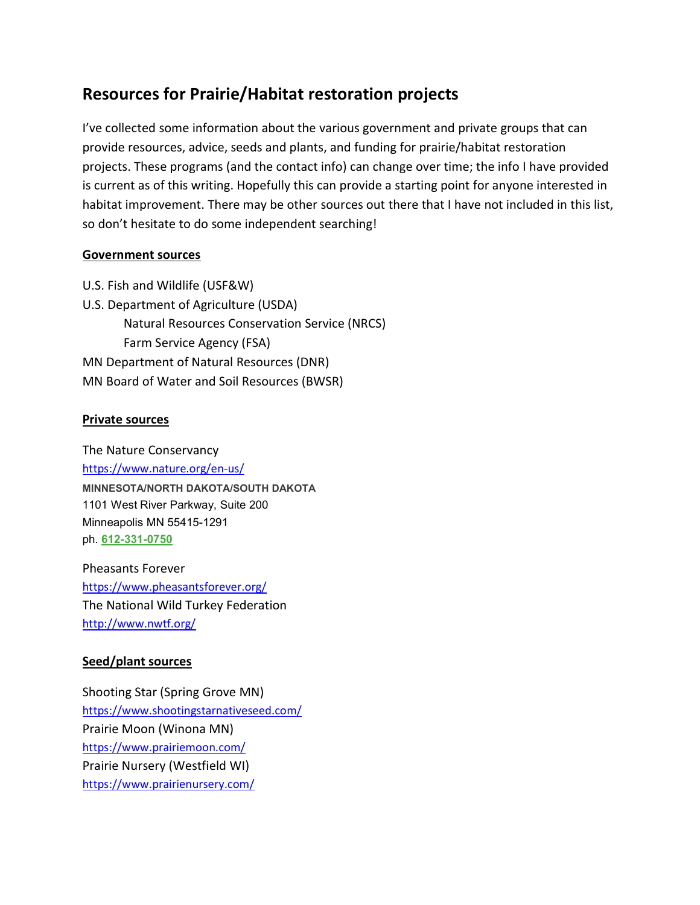# Resources for Prairie/Habitat restoration projects

I've collected some information about the various government and private groups that can provide resources, advice, seeds and plants, and funding for prairie/habitat restoration projects. These programs (and the contact info) can change over time; the info I have provided is current as of this writing. Hopefully this can provide a starting point for anyone interested in habitat improvement. There may be other sources out there that I have not included in this list, so don't hesitate to do some independent searching!

**Government sources**

U.S. Fish and Wildlife (USF&W)
U.S. Department of Agriculture (USDA)
  Natural Resources Conservation Service (NRCS)
  Farm Service Agency (FSA)
MN Department of Natural Resources (DNR)
MN Board of Water and Soil Resources (BWSR)

**Private sources**

The Nature Conservancy
https://www.nature.org/en-us/
**MINNESOTA/NORTH DAKOTA/SOUTH DAKOTA**
1101 West River Parkway, Suite 200
Minneapolis MN 55415-1291
ph. **612-331-0750**

Pheasants Forever
https://www.pheasantsforever.org/
The National Wild Turkey Federation
http://www.nwtf.org/

**Seed/plant sources**

Shooting Star (Spring Grove MN)
https://www.shootingstarnativeseed.com/
Prairie Moon (Winona MN)
https://www.prairiemoon.com/
Prairie Nursery (Westfield WI)
https://www.prairienursery.com/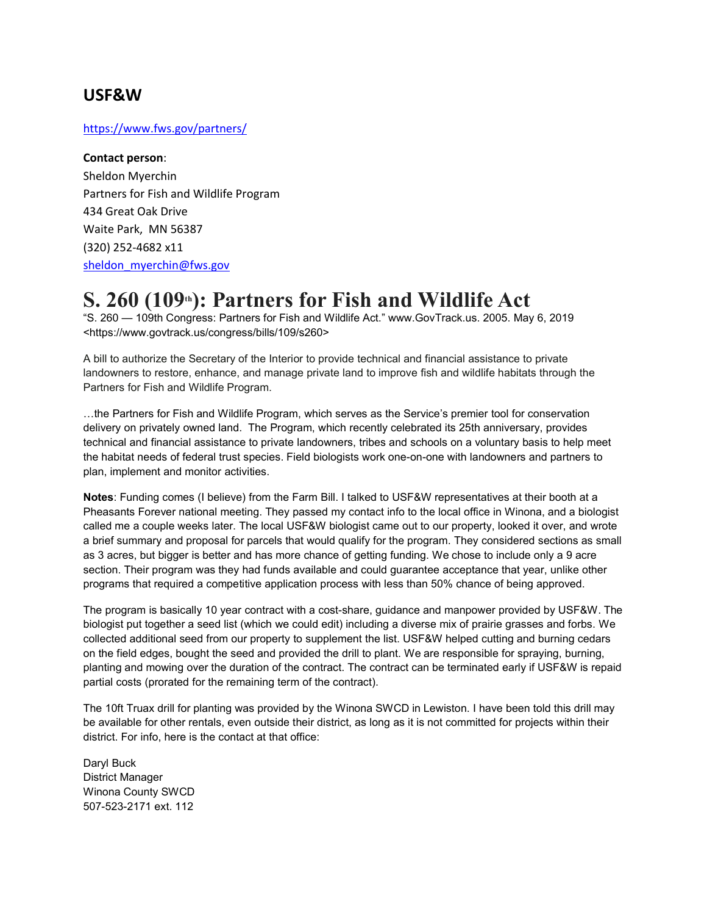## USF&W

https://www.fws.gov/partners/

**Contact person**:
Sheldon Myerchin
Partners for Fish and Wildlife Program
434 Great Oak Drive
Waite Park, MN 56387
(320) 252-4682 x11
sheldon_myerchin@fws.gov

# S. 260 (109th): Partners for Fish and Wildlife Act

"S. 260 — 109th Congress: Partners for Fish and Wildlife Act." www.GovTrack.us. 2005. May 6, 2019 <https://www.govtrack.us/congress/bills/109/s260>

A bill to authorize the Secretary of the Interior to provide technical and financial assistance to private landowners to restore, enhance, and manage private land to improve fish and wildlife habitats through the Partners for Fish and Wildlife Program.

…the Partners for Fish and Wildlife Program, which serves as the Service's premier tool for conservation delivery on privately owned land. The Program, which recently celebrated its 25th anniversary, provides technical and financial assistance to private landowners, tribes and schools on a voluntary basis to help meet the habitat needs of federal trust species. Field biologists work one-on-one with landowners and partners to plan, implement and monitor activities.

**Notes**: Funding comes (I believe) from the Farm Bill. I talked to USF&W representatives at their booth at a Pheasants Forever national meeting. They passed my contact info to the local office in Winona, and a biologist called me a couple weeks later. The local USF&W biologist came out to our property, looked it over, and wrote a brief summary and proposal for parcels that would qualify for the program. They considered sections as small as 3 acres, but bigger is better and has more chance of getting funding. We chose to include only a 9 acre section. Their program was they had funds available and could guarantee acceptance that year, unlike other programs that required a competitive application process with less than 50% chance of being approved.

The program is basically 10 year contract with a cost-share, guidance and manpower provided by USF&W. The biologist put together a seed list (which we could edit) including a diverse mix of prairie grasses and forbs. We collected additional seed from our property to supplement the list. USF&W helped cutting and burning cedars on the field edges, bought the seed and provided the drill to plant. We are responsible for spraying, burning, planting and mowing over the duration of the contract. The contract can be terminated early if USF&W is repaid partial costs (prorated for the remaining term of the contract).

The 10ft Truax drill for planting was provided by the Winona SWCD in Lewiston. I have been told this drill may be available for other rentals, even outside their district, as long as it is not committed for projects within their district. For info, here is the contact at that office:

Daryl Buck
District Manager
Winona County SWCD
507-523-2171 ext. 112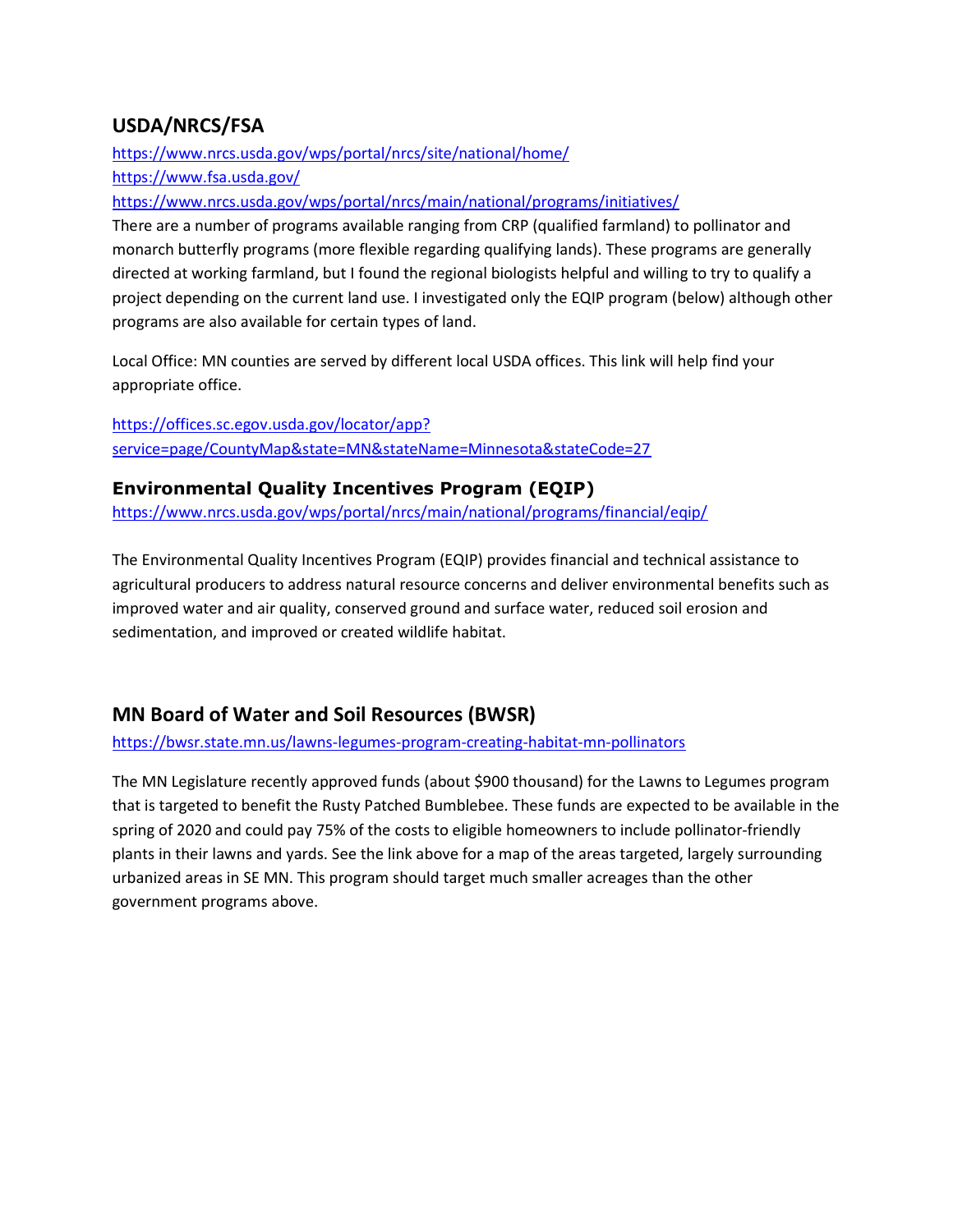## USDA/NRCS/FSA

https://www.nrcs.usda.gov/wps/portal/nrcs/site/national/home/
https://www.fsa.usda.gov/
https://www.nrcs.usda.gov/wps/portal/nrcs/main/national/programs/initiatives/

There are a number of programs available ranging from CRP (qualified farmland) to pollinator and monarch butterfly programs (more flexible regarding qualifying lands). These programs are generally directed at working farmland, but I found the regional biologists helpful and willing to try to qualify a project depending on the current land use. I investigated only the EQIP program (below) although other programs are also available for certain types of land.

Local Office: MN counties are served by different local USDA offices. This link will help find your appropriate office.

https://offices.sc.egov.usda.gov/locator/app?service=page/CountyMap&state=MN&stateName=Minnesota&stateCode=27

### Environmental Quality Incentives Program (EQIP)

https://www.nrcs.usda.gov/wps/portal/nrcs/main/national/programs/financial/eqip/

The Environmental Quality Incentives Program (EQIP) provides financial and technical assistance to agricultural producers to address natural resource concerns and deliver environmental benefits such as improved water and air quality, conserved ground and surface water, reduced soil erosion and sedimentation, and improved or created wildlife habitat.

## MN Board of Water and Soil Resources (BWSR)

https://bwsr.state.mn.us/lawns-legumes-program-creating-habitat-mn-pollinators

The MN Legislature recently approved funds (about $900 thousand) for the Lawns to Legumes program that is targeted to benefit the Rusty Patched Bumblebee. These funds are expected to be available in the spring of 2020 and could pay 75% of the costs to eligible homeowners to include pollinator-friendly plants in their lawns and yards. See the link above for a map of the areas targeted, largely surrounding urbanized areas in SE MN. This program should target much smaller acreages than the other government programs above.